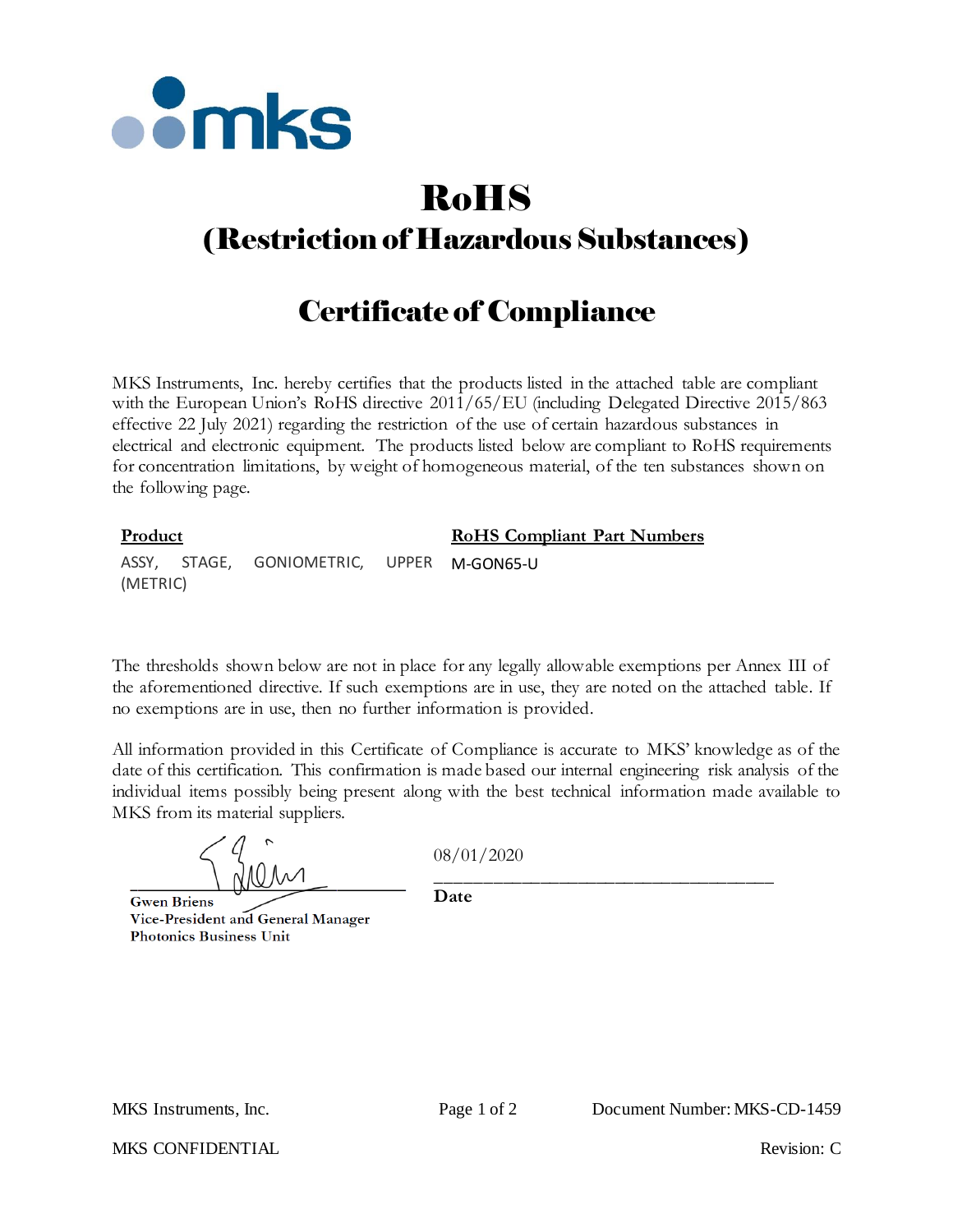# RoHS

## (Restriction of Hazardous Substances)

## Certificate of Compliance

MKS Instruments, Inc. hereby certifies that the products listed in the attached table are compliant with the European Union's RoHS directive 2011/65/EU (including Delegated Directive 2015/863 effective 22 July 2021) regarding the restriction of the use of certain hazardous substances in electrical and electronic equipment. The products listed below are compliant to RoHS requirements for concentration limitations, by weight of homogeneous material, of the ten substances shown on the following page.

| Product | RoHS Compliant Part Numbers |
|---|---|
| ASSY, STAGE, GONIOMETRIC, UPPER (METRIC) | M-GON65-U |

The thresholds shown below are not in place for any legally allowable exemptions per Annex III of the aforementioned directive. If such exemptions are in use, they are noted on the attached table. If no exemptions are in use, then no further information is provided.

All information provided in this Certificate of Compliance is accurate to MKS' knowledge as of the date of this certification. This confirmation is made based our internal engineering risk analysis of the individual items possibly being present along with the best technical information made available to MKS from its material suppliers.

**Gwen Briens**
**Vice-President and General Manager**
**Photonics Business Unit**

08/01/2020
**Date**

MKS Instruments, Inc. Document Number: MKS-CD-1459

MKS CONFIDENTIAL Revision: C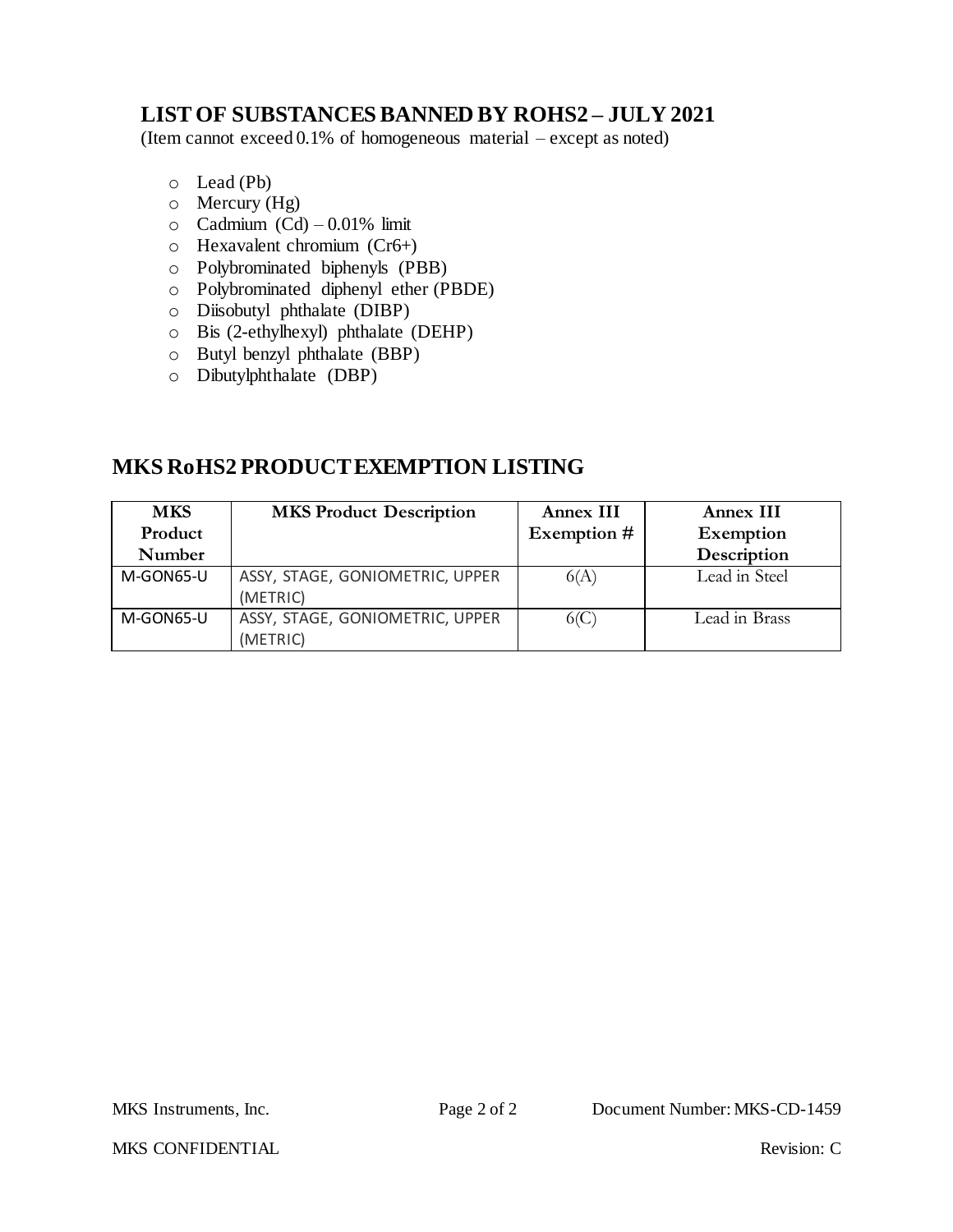## LIST OF SUBSTANCES BANNED BY ROHS2 – JULY 2021

(Item cannot exceed 0.1% of homogeneous material – except as noted)

- Lead (Pb)
- Mercury (Hg)
- Cadmium (Cd) – 0.01% limit
- Hexavalent chromium (Cr6+)
- Polybrominated biphenyls (PBB)
- Polybrominated diphenyl ether (PBDE)
- Diisobutyl phthalate (DIBP)
- Bis (2-ethylhexyl) phthalate (DEHP)
- Butyl benzyl phthalate (BBP)
- Dibutylphthalate (DBP)

## MKS RoHS2 PRODUCT EXEMPTION LISTING

| MKS Product Number | MKS Product Description | Annex III Exemption # | Annex III Exemption Description |
|---|---|---|---|
| M-GON65-U | ASSY, STAGE, GONIOMETRIC, UPPER (METRIC) | 6(A) | Lead in Steel |
| M-GON65-U | ASSY, STAGE, GONIOMETRIC, UPPER (METRIC) | 6(C) | Lead in Brass |

MKS Instruments, Inc. Document Number: MKS-CD-1459

MKS CONFIDENTIAL Revision: C